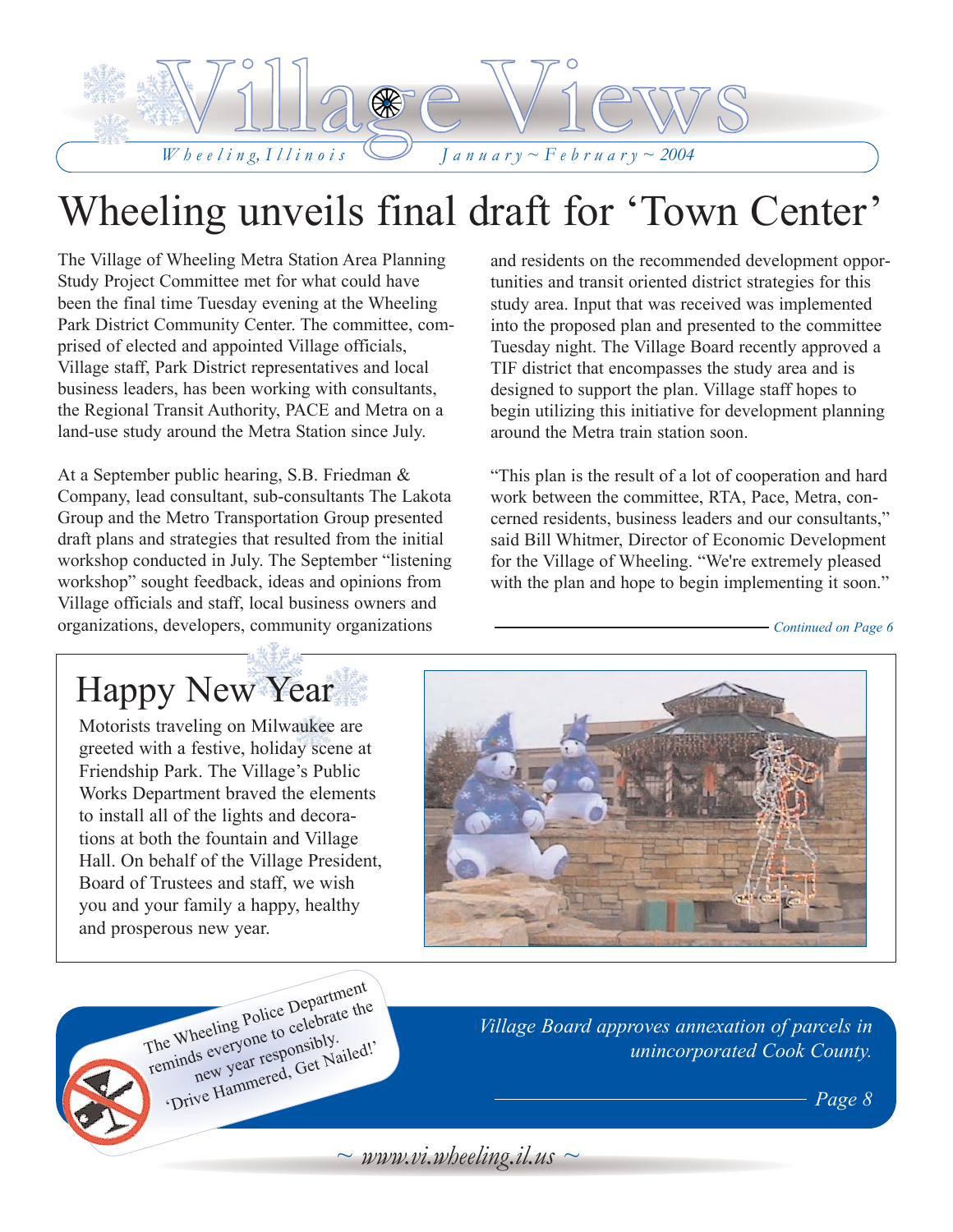# Village Views

*Wheeling, Illinois* *January ~ February ~ 2004*

# Wheeling unveils final draft for 'Town Center'

The Village of Wheeling Metra Station Area Planning Study Project Committee met for what could have been the final time Tuesday evening at the Wheeling Park District Community Center. The committee, comprised of elected and appointed Village officials, Village staff, Park District representatives and local business leaders, has been working with consultants, the Regional Transit Authority, PACE and Metra on a land-use study around the Metra Station since July.

At a September public hearing, S.B. Friedman & Company, lead consultant, sub-consultants The Lakota Group and the Metro Transportation Group presented draft plans and strategies that resulted from the initial workshop conducted in July. The September "listening workshop" sought feedback, ideas and opinions from Village officials and staff, local business owners and organizations, developers, community organizations and residents on the recommended development opportunities and transit oriented district strategies for this study area. Input that was received was implemented into the proposed plan and presented to the committee Tuesday night. The Village Board recently approved a TIF district that encompasses the study area and is designed to support the plan. Village staff hopes to begin utilizing this initiative for development planning around the Metra train station soon.

"This plan is the result of a lot of cooperation and hard work between the committee, RTA, Pace, Metra, concerned residents, business leaders and our consultants," said Bill Whitmer, Director of Economic Development for the Village of Wheeling. "We're extremely pleased with the plan and hope to begin implementing it soon."

*Continued on Page 6*

## Happy New Year

Motorists traveling on Milwaukee are greeted with a festive, holiday scene at Friendship Park. The Village's Public Works Department braved the elements to install all of the lights and decorations at both the fountain and Village Hall. On behalf of the Village President, Board of Trustees and staff, we wish you and your family a happy, healthy and prosperous new year.

The Wheeling Police Department reminds everyone to celebrate the new year responsibly. 'Drive Hammered, Get Nailed!'

*Village Board approves annexation of parcels in unincorporated Cook County.*

*Page 8*

*~ www.vi.wheeling.il.us ~*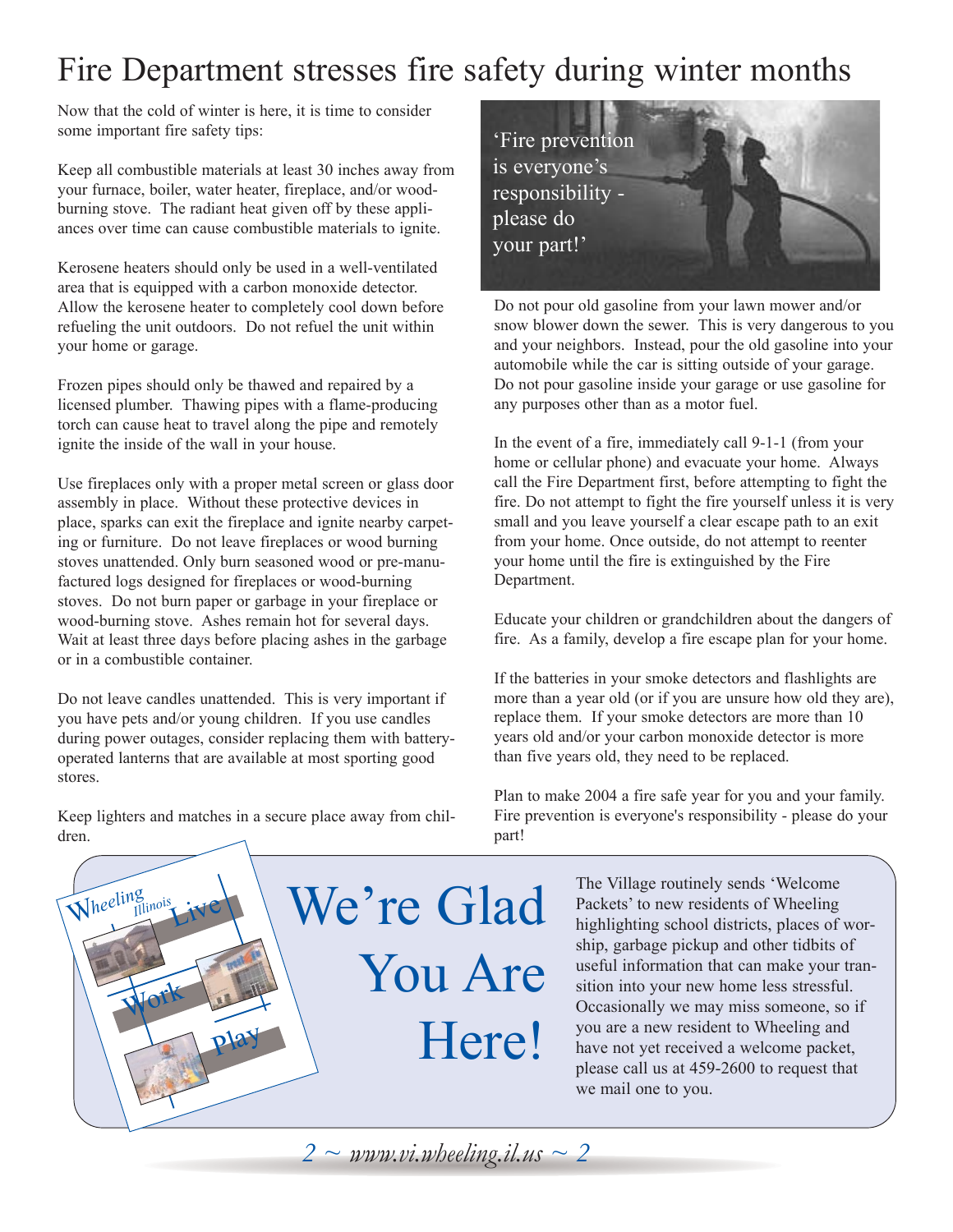# Fire Department stresses fire safety during winter months

Now that the cold of winter is here, it is time to consider some important fire safety tips:

Keep all combustible materials at least 30 inches away from your furnace, boiler, water heater, fireplace, and/or wood-burning stove. The radiant heat given off by these appliances over time can cause combustible materials to ignite.

Kerosene heaters should only be used in a well-ventilated area that is equipped with a carbon monoxide detector. Allow the kerosene heater to completely cool down before refueling the unit outdoors. Do not refuel the unit within your home or garage.

Frozen pipes should only be thawed and repaired by a licensed plumber. Thawing pipes with a flame-producing torch can cause heat to travel along the pipe and remotely ignite the inside of the wall in your house.

Use fireplaces only with a proper metal screen or glass door assembly in place. Without these protective devices in place, sparks can exit the fireplace and ignite nearby carpeting or furniture. Do not leave fireplaces or wood burning stoves unattended. Only burn seasoned wood or pre-manufactured logs designed for fireplaces or wood-burning stoves. Do not burn paper or garbage in your fireplace or wood-burning stove. Ashes remain hot for several days. Wait at least three days before placing ashes in the garbage or in a combustible container.

Do not leave candles unattended. This is very important if you have pets and/or young children. If you use candles during power outages, consider replacing them with battery-operated lanterns that are available at most sporting good stores.

Keep lighters and matches in a secure place away from children.

'Fire prevention is everyone's responsibility - please do your part!'

Do not pour old gasoline from your lawn mower and/or snow blower down the sewer. This is very dangerous to you and your neighbors. Instead, pour the old gasoline into your automobile while the car is sitting outside of your garage. Do not pour gasoline inside your garage or use gasoline for any purposes other than as a motor fuel.

In the event of a fire, immediately call 9-1-1 (from your home or cellular phone) and evacuate your home. Always call the Fire Department first, before attempting to fight the fire. Do not attempt to fight the fire yourself unless it is very small and you leave yourself a clear escape path to an exit from your home. Once outside, do not attempt to reenter your home until the fire is extinguished by the Fire Department.

Educate your children or grandchildren about the dangers of fire. As a family, develop a fire escape plan for your home.

If the batteries in your smoke detectors and flashlights are more than a year old (or if you are unsure how old they are), replace them. If your smoke detectors are more than 10 years old and/or your carbon monoxide detector is more than five years old, they need to be replaced.

Plan to make 2004 a fire safe year for you and your family. Fire prevention is everyone's responsibility - please do your part!

# We're Glad You Are Here!

The Village routinely sends 'Welcome Packets' to new residents of Wheeling highlighting school districts, places of worship, garbage pickup and other tidbits of useful information that can make your transition into your new home less stressful. Occasionally we may miss someone, so if you are a new resident to Wheeling and have not yet received a welcome packet, please call us at 459-2600 to request that we mail one to you.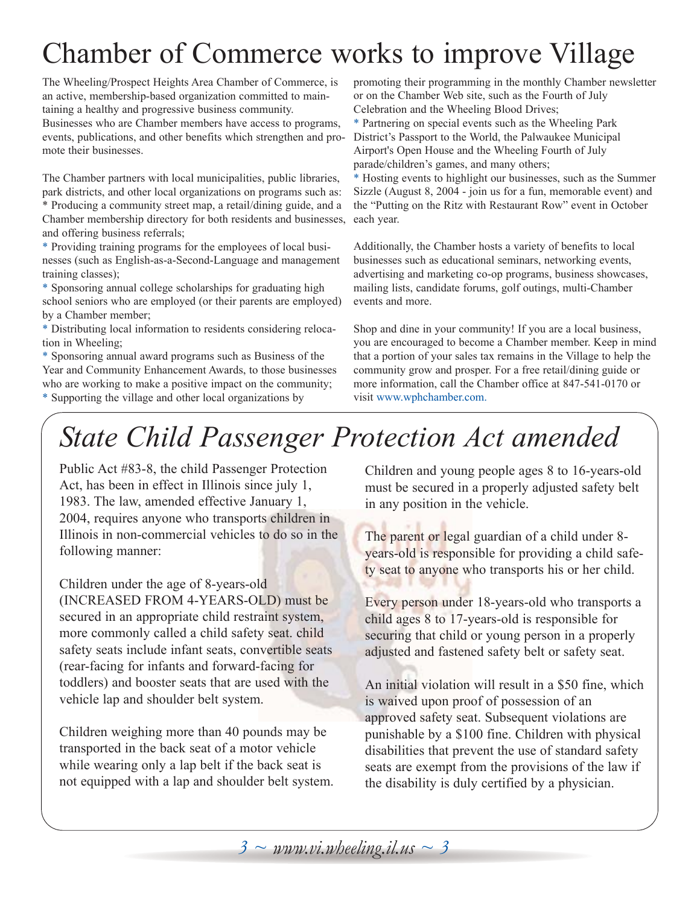# Chamber of Commerce works to improve Village

The Wheeling/Prospect Heights Area Chamber of Commerce, is an active, membership-based organization committed to maintaining a healthy and progressive business community. Businesses who are Chamber members have access to programs, events, publications, and other benefits which strengthen and promote their businesses.

The Chamber partners with local municipalities, public libraries, park districts, and other local organizations on programs such as:

* Producing a community street map, a retail/dining guide, and a Chamber membership directory for both residents and businesses, and offering business referrals;
* Providing training programs for the employees of local businesses (such as English-as-a-Second-Language and management training classes);
* Sponsoring annual college scholarships for graduating high school seniors who are employed (or their parents are employed) by a Chamber member;
* Distributing local information to residents considering relocation in Wheeling;
* Sponsoring annual award programs such as Business of the Year and Community Enhancement Awards, to those businesses who are working to make a positive impact on the community;
* Supporting the village and other local organizations by promoting their programming in the monthly Chamber newsletter or on the Chamber Web site, such as the Fourth of July Celebration and the Wheeling Blood Drives;
* Partnering on special events such as the Wheeling Park District's Passport to the World, the Palwaukee Municipal Airport's Open House and the Wheeling Fourth of July parade/children's games, and many others;
* Hosting events to highlight our businesses, such as the Summer Sizzle (August 8, 2004 - join us for a fun, memorable event) and the "Putting on the Ritz with Restaurant Row" event in October each year.

Additionally, the Chamber hosts a variety of benefits to local businesses such as educational seminars, networking events, advertising and marketing co-op programs, business showcases, mailing lists, candidate forums, golf outings, multi-Chamber events and more.

Shop and dine in your community! If you are a local business, you are encouraged to become a Chamber member. Keep in mind that a portion of your sales tax remains in the Village to help the community grow and prosper. For a free retail/dining guide or more information, call the Chamber office at 847-541-0170 or visit www.wphchamber.com.

# *State Child Passenger Protection Act amended*

Public Act #83-8, the child Passenger Protection Act, has been in effect in Illinois since july 1, 1983. The law, amended effective January 1, 2004, requires anyone who transports children in Illinois in non-commercial vehicles to do so in the following manner:

Children under the age of 8-years-old (INCREASED FROM 4-YEARS-OLD) must be secured in an appropriate child restraint system, more commonly called a child safety seat. child safety seats include infant seats, convertible seats (rear-facing for infants and forward-facing for toddlers) and booster seats that are used with the vehicle lap and shoulder belt system.

Children weighing more than 40 pounds may be transported in the back seat of a motor vehicle while wearing only a lap belt if the back seat is not equipped with a lap and shoulder belt system.

Children and young people ages 8 to 16-years-old must be secured in a properly adjusted safety belt in any position in the vehicle.

The parent or legal guardian of a child under 8-years-old is responsible for providing a child safety seat to anyone who transports his or her child.

Every person under 18-years-old who transports a child ages 8 to 17-years-old is responsible for securing that child or young person in a properly adjusted and fastened safety belt or safety seat.

An initial violation will result in a $50 fine, which is waived upon proof of possession of an approved safety seat. Subsequent violations are punishable by a $100 fine. Children with physical disabilities that prevent the use of standard safety seats are exempt from the provisions of the law if the disability is duly certified by a physician.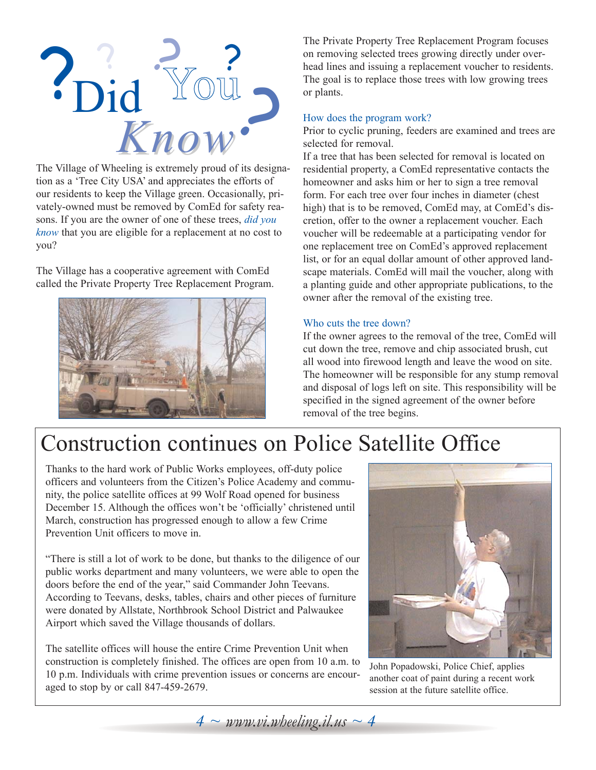# Did You Know?

The Village of Wheeling is extremely proud of its designation as a 'Tree City USA' and appreciates the efforts of our residents to keep the Village green. Occasionally, privately-owned must be removed by ComEd for safety reasons. If you are the owner of one of these trees, *did you know* that you are eligible for a replacement at no cost to you?

The Village has a cooperative agreement with ComEd called the Private Property Tree Replacement Program.

The Private Property Tree Replacement Program focuses on removing selected trees growing directly under overhead lines and issuing a replacement voucher to residents. The goal is to replace those trees with low growing trees or plants.

### How does the program work?

Prior to cyclic pruning, feeders are examined and trees are selected for removal.

If a tree that has been selected for removal is located on residential property, a ComEd representative contacts the homeowner and asks him or her to sign a tree removal form. For each tree over four inches in diameter (chest high) that is to be removed, ComEd may, at ComEd's discretion, offer to the owner a replacement voucher. Each voucher will be redeemable at a participating vendor for one replacement tree on ComEd's approved replacement list, or for an equal dollar amount of other approved landscape materials. ComEd will mail the voucher, along with a planting guide and other appropriate publications, to the owner after the removal of the existing tree.

### Who cuts the tree down?

If the owner agrees to the removal of the tree, ComEd will cut down the tree, remove and chip associated brush, cut all wood into firewood length and leave the wood on site. The homeowner will be responsible for any stump removal and disposal of logs left on site. This responsibility will be specified in the signed agreement of the owner before removal of the tree begins.

# Construction continues on Police Satellite Office

Thanks to the hard work of Public Works employees, off-duty police officers and volunteers from the Citizen's Police Academy and community, the police satellite offices at 99 Wolf Road opened for business December 15. Although the offices won't be 'officially' christened until March, construction has progressed enough to allow a few Crime Prevention Unit officers to move in.

"There is still a lot of work to be done, but thanks to the diligence of our public works department and many volunteers, we were able to open the doors before the end of the year," said Commander John Teevans. According to Teevans, desks, tables, chairs and other pieces of furniture were donated by Allstate, Northbrook School District and Palwaukee Airport which saved the Village thousands of dollars.

The satellite offices will house the entire Crime Prevention Unit when construction is completely finished. The offices are open from 10 a.m. to 10 p.m. Individuals with crime prevention issues or concerns are encouraged to stop by or call 847-459-2679.

John Popadowski, Police Chief, applies another coat of paint during a recent work session at the future satellite office.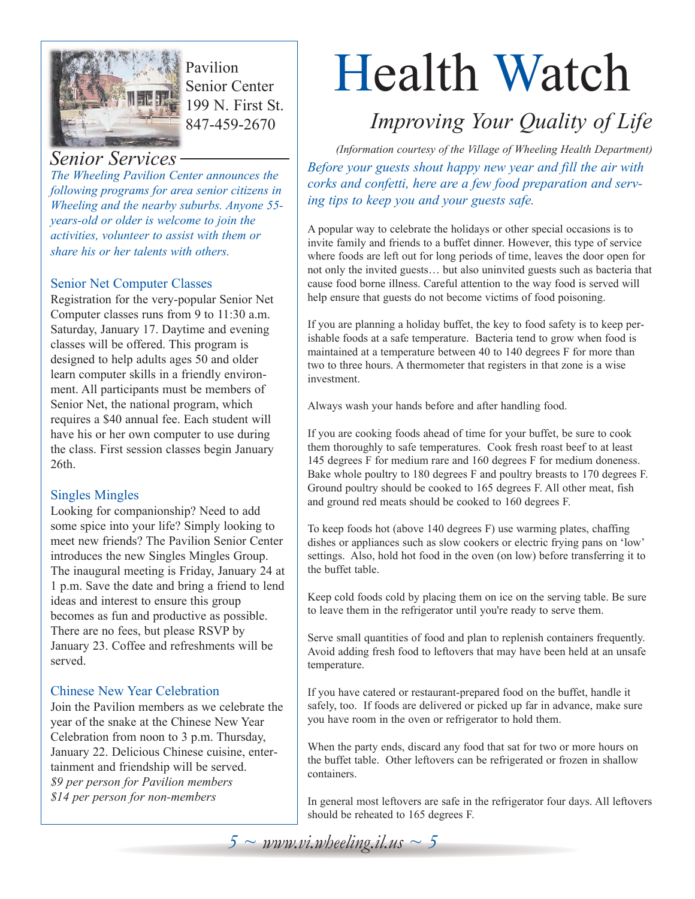Pavilion
Senior Center
199 N. First St.
847-459-2670

## Senior Services

*The Wheeling Pavilion Center announces the following programs for area senior citizens in Wheeling and the nearby suburbs. Anyone 55-years-old or older is welcome to join the activities, volunteer to assist with them or share his or her talents with others.*

### Senior Net Computer Classes

Registration for the very-popular Senior Net Computer classes runs from 9 to 11:30 a.m. Saturday, January 17. Daytime and evening classes will be offered. This program is designed to help adults ages 50 and older learn computer skills in a friendly environment. All participants must be members of Senior Net, the national program, which requires a $40 annual fee. Each student will have his or her own computer to use during the class. First session classes begin January 26th.

### Singles Mingles

Looking for companionship? Need to add some spice into your life? Simply looking to meet new friends? The Pavilion Senior Center introduces the new Singles Mingles Group. The inaugural meeting is Friday, January 24 at 1 p.m. Save the date and bring a friend to lend ideas and interest to ensure this group becomes as fun and productive as possible. There are no fees, but please RSVP by January 23. Coffee and refreshments will be served.

### Chinese New Year Celebration

Join the Pavilion members as we celebrate the year of the snake at the Chinese New Year Celebration from noon to 3 p.m. Thursday, January 22. Delicious Chinese cuisine, entertainment and friendship will be served.
*$9 per person for Pavilion members*
*$14 per person for non-members*

# Health Watch

## *Improving Your Quality of Life*

*(Information courtesy of the Village of Wheeling Health Department)*

*Before your guests shout happy new year and fill the air with corks and confetti, here are a few food preparation and serving tips to keep you and your guests safe.*

A popular way to celebrate the holidays or other special occasions is to invite family and friends to a buffet dinner. However, this type of service where foods are left out for long periods of time, leaves the door open for not only the invited guests… but also uninvited guests such as bacteria that cause food borne illness. Careful attention to the way food is served will help ensure that guests do not become victims of food poisoning.

If you are planning a holiday buffet, the key to food safety is to keep perishable foods at a safe temperature. Bacteria tend to grow when food is maintained at a temperature between 40 to 140 degrees F for more than two to three hours. A thermometer that registers in that zone is a wise investment.

Always wash your hands before and after handling food.

If you are cooking foods ahead of time for your buffet, be sure to cook them thoroughly to safe temperatures. Cook fresh roast beef to at least 145 degrees F for medium rare and 160 degrees F for medium doneness. Bake whole poultry to 180 degrees F and poultry breasts to 170 degrees F. Ground poultry should be cooked to 165 degrees F. All other meat, fish and ground red meats should be cooked to 160 degrees F.

To keep foods hot (above 140 degrees F) use warming plates, chaffing dishes or appliances such as slow cookers or electric frying pans on 'low' settings. Also, hold hot food in the oven (on low) before transferring it to the buffet table.

Keep cold foods cold by placing them on ice on the serving table. Be sure to leave them in the refrigerator until you're ready to serve them.

Serve small quantities of food and plan to replenish containers frequently. Avoid adding fresh food to leftovers that may have been held at an unsafe temperature.

If you have catered or restaurant-prepared food on the buffet, handle it safely, too. If foods are delivered or picked up far in advance, make sure you have room in the oven or refrigerator to hold them.

When the party ends, discard any food that sat for two or more hours on the buffet table. Other leftovers can be refrigerated or frozen in shallow containers.

In general most leftovers are safe in the refrigerator four days. All leftovers should be reheated to 165 degrees F.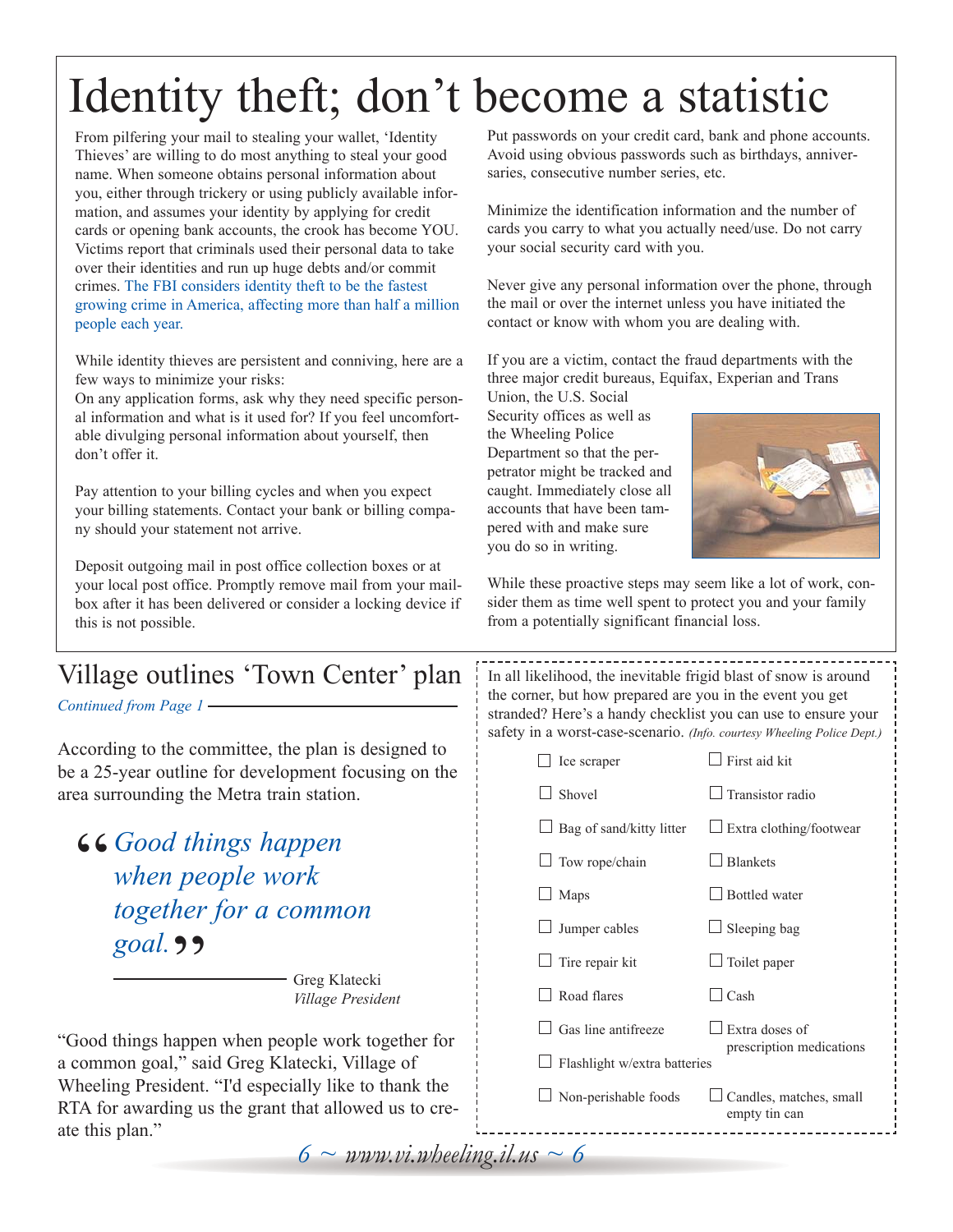# Identity theft; don't become a statistic

From pilfering your mail to stealing your wallet, 'Identity Thieves' are willing to do most anything to steal your good name. When someone obtains personal information about you, either through trickery or using publicly available information, and assumes your identity by applying for credit cards or opening bank accounts, the crook has become YOU. Victims report that criminals used their personal data to take over their identities and run up huge debts and/or commit crimes. The FBI considers identity theft to be the fastest growing crime in America, affecting more than half a million people each year.

While identity thieves are persistent and conniving, here are a few ways to minimize your risks:

On any application forms, ask why they need specific personal information and what is it used for? If you feel uncomfortable divulging personal information about yourself, then don't offer it.

Pay attention to your billing cycles and when you expect your billing statements. Contact your bank or billing company should your statement not arrive.

Deposit outgoing mail in post office collection boxes or at your local post office. Promptly remove mail from your mailbox after it has been delivered or consider a locking device if this is not possible.

Put passwords on your credit card, bank and phone accounts. Avoid using obvious passwords such as birthdays, anniversaries, consecutive number series, etc.

Minimize the identification information and the number of cards you carry to what you actually need/use. Do not carry your social security card with you.

Never give any personal information over the phone, through the mail or over the internet unless you have initiated the contact or know with whom you are dealing with.

If you are a victim, contact the fraud departments with the three major credit bureaus, Equifax, Experian and Trans Union, the U.S. Social Security offices as well as the Wheeling Police Department so that the perpetrator might be tracked and caught. Immediately close all accounts that have been tampered with and make sure you do so in writing.

While these proactive steps may seem like a lot of work, consider them as time well spent to protect you and your family from a potentially significant financial loss.

## Village outlines 'Town Center' plan

*Continued from Page 1*

According to the committee, the plan is designed to be a 25-year outline for development focusing on the area surrounding the Metra train station.

> *"Good things happen when people work together for a common goal."*
>
> Greg Klatecki
> *Village President*

"Good things happen when people work together for a common goal," said Greg Klatecki, Village of Wheeling President. "I'd especially like to thank the RTA for awarding us the grant that allowed us to create this plan."

In all likelihood, the inevitable frigid blast of snow is around the corner, but how prepared are you in the event you get stranded? Here's a handy checklist you can use to ensure your safety in a worst-case-scenario. *(Info. courtesy Wheeling Police Dept.)*

- ☐ Ice scraper
- ☐ Shovel
- ☐ Bag of sand/kitty litter
- ☐ Tow rope/chain
- ☐ Maps
- ☐ Jumper cables
- ☐ Tire repair kit
- ☐ Road flares
- ☐ Gas line antifreeze
- ☐ Flashlight w/extra batteries
- ☐ Non-perishable foods
- ☐ First aid kit
- ☐ Transistor radio
- ☐ Extra clothing/footwear
- ☐ Blankets
- ☐ Bottled water
- ☐ Sleeping bag
- ☐ Toilet paper
- ☐ Cash
- ☐ Extra doses of prescription medications
- ☐ Candles, matches, small empty tin can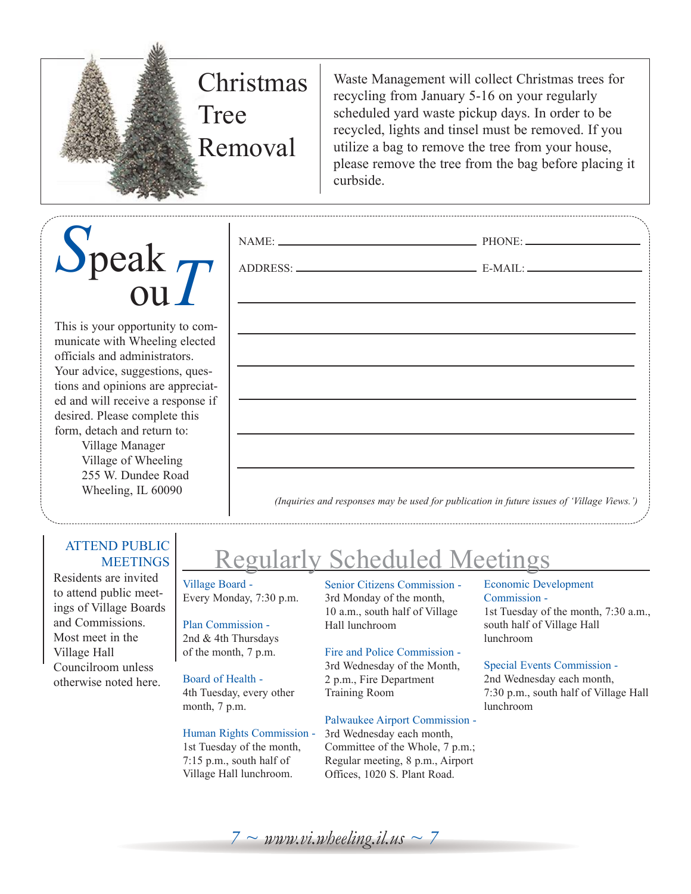## Christmas Tree Removal

Waste Management will collect Christmas trees for recycling from January 5-16 on your regularly scheduled yard waste pickup days. In order to be recycled, lights and tinsel must be removed. If you utilize a bag to remove the tree from your house, please remove the tree from the bag before placing it curbside.

## Speak ouT

This is your opportunity to communicate with Wheeling elected officials and administrators. Your advice, suggestions, questions and opinions are appreciated and will receive a response if desired. Please complete this form, detach and return to:

Village Manager
Village of Wheeling
255 W. Dundee Road
Wheeling, IL 60090

NAME: ______________________ PHONE: ______________

ADDRESS: ______________________ E-MAIL: ______________

_____________________________________________

_____________________________________________

_____________________________________________

_____________________________________________

_____________________________________________

_____________________________________________

*(Inquiries and responses may be used for publication in future issues of 'Village Views.')*

### ATTEND PUBLIC MEETINGS

Residents are invited to attend public meetings of Village Boards and Commissions. Most meet in the Village Hall Councilroom unless otherwise noted here.

## Regularly Scheduled Meetings

**Village Board -**
Every Monday, 7:30 p.m.

**Plan Commission -**
2nd & 4th Thursdays of the month, 7 p.m.

**Board of Health -**
4th Tuesday, every other month, 7 p.m.

**Human Rights Commission -**
1st Tuesday of the month, 7:15 p.m., south half of Village Hall lunchroom.

**Senior Citizens Commission -**
3rd Monday of the month, 10 a.m., south half of Village Hall lunchroom

**Fire and Police Commission -**
3rd Wednesday of the Month, 2 p.m., Fire Department Training Room

**Palwaukee Airport Commission -**
3rd Wednesday each month, Committee of the Whole, 7 p.m.; Regular meeting, 8 p.m., Airport Offices, 1020 S. Plant Road.

**Economic Development Commission -**
1st Tuesday of the month, 7:30 a.m., south half of Village Hall lunchroom

**Special Events Commission -**
2nd Wednesday each month, 7:30 p.m., south half of Village Hall lunchroom

*www.vi.wheeling.il.us*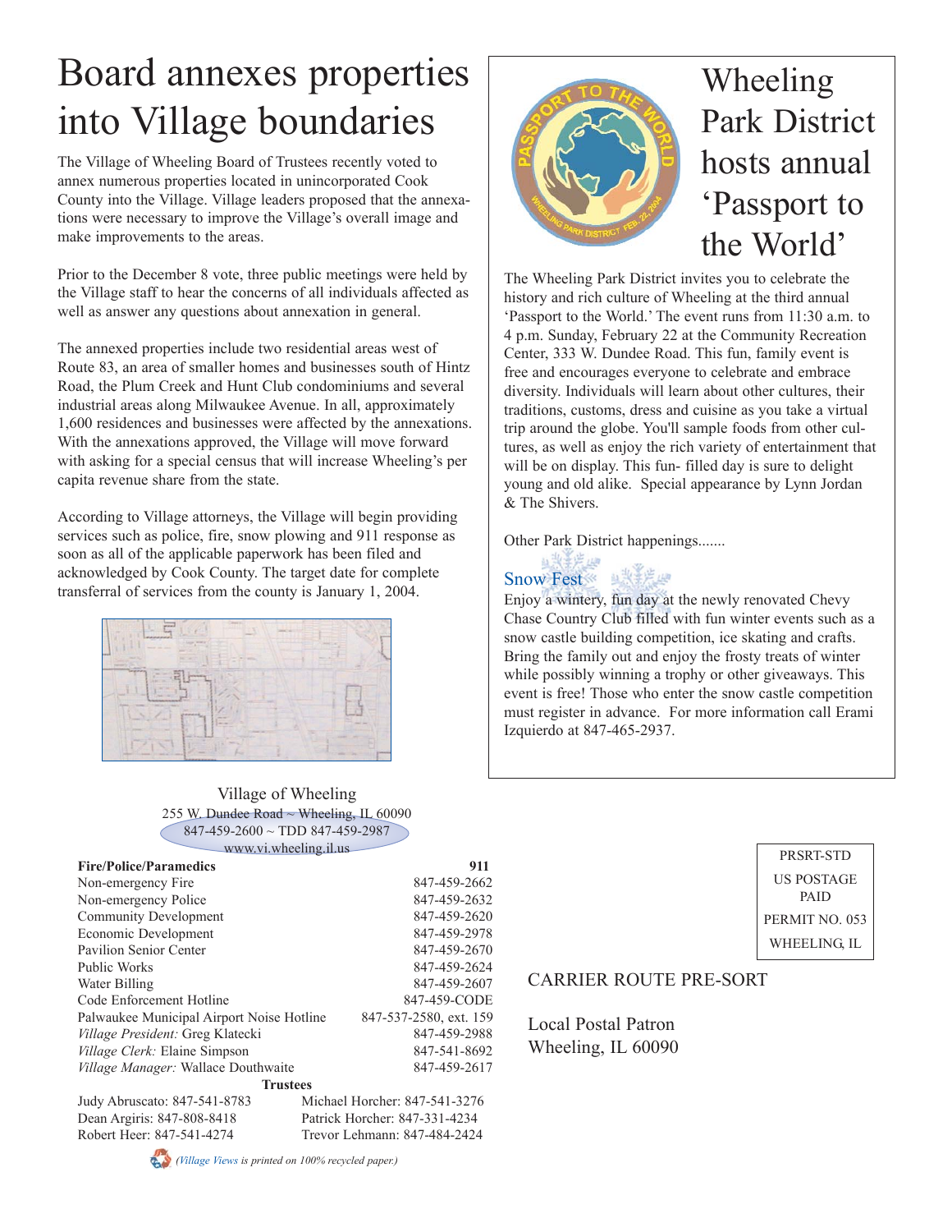# Board annexes properties into Village boundaries

The Village of Wheeling Board of Trustees recently voted to annex numerous properties located in unincorporated Cook County into the Village. Village leaders proposed that the annexations were necessary to improve the Village's overall image and make improvements to the areas.

Prior to the December 8 vote, three public meetings were held by the Village staff to hear the concerns of all individuals affected as well as answer any questions about annexation in general.

The annexed properties include two residential areas west of Route 83, an area of smaller homes and businesses south of Hintz Road, the Plum Creek and Hunt Club condominiums and several industrial areas along Milwaukee Avenue. In all, approximately 1,600 residences and businesses were affected by the annexations. With the annexations approved, the Village will move forward with asking for a special census that will increase Wheeling's per capita revenue share from the state.

According to Village attorneys, the Village will begin providing services such as police, fire, snow plowing and 911 response as soon as all of the applicable paperwork has been filed and acknowledged by Cook County. The target date for complete transferral of services from the county is January 1, 2004.

# Wheeling Park District hosts annual 'Passport to the World'

The Wheeling Park District invites you to celebrate the history and rich culture of Wheeling at the third annual 'Passport to the World.' The event runs from 11:30 a.m. to 4 p.m. Sunday, February 22 at the Community Recreation Center, 333 W. Dundee Road. This fun, family event is free and encourages everyone to celebrate and embrace diversity. Individuals will learn about other cultures, their traditions, customs, dress and cuisine as you take a virtual trip around the globe. You'll sample foods from other cultures, as well as enjoy the rich variety of entertainment that will be on display. This fun- filled day is sure to delight young and old alike. Special appearance by Lynn Jordan & The Shivers.

Other Park District happenings.......

## Snow Fest

Enjoy a wintery, fun day at the newly renovated Chevy Chase Country Club filled with fun winter events such as a snow castle building competition, ice skating and crafts. Bring the family out and enjoy the frosty treats of winter while possibly winning a trophy or other giveaways. This event is free! Those who enter the snow castle competition must register in advance. For more information call Erami Izquierdo at 847-465-2937.

---

Village of Wheeling
255 W. Dundee Road ~ Wheeling, IL 60090
847-459-2600 ~ TDD 847-459-2987
www.vi.wheeling.il.us

| | |
|---|---|
| **Fire/Police/Paramedics** | **911** |
| Non-emergency Fire | 847-459-2662 |
| Non-emergency Police | 847-459-2632 |
| Community Development | 847-459-2620 |
| Economic Development | 847-459-2978 |
| Pavilion Senior Center | 847-459-2670 |
| Public Works | 847-459-2624 |
| Water Billing | 847-459-2607 |
| Code Enforcement Hotline | 847-459-CODE |
| Palwaukee Municipal Airport Noise Hotline | 847-537-2580, ext. 159 |
| *Village President:* Greg Klatecki | 847-459-2988 |
| *Village Clerk:* Elaine Simpson | 847-541-8692 |
| *Village Manager:* Wallace Douthwaite | 847-459-2617 |

**Trustees**

| | |
|---|---|
| Judy Abruscato: 847-541-8783 | Michael Horcher: 847-541-3276 |
| Dean Argiris: 847-808-8418 | Patrick Horcher: 847-331-4234 |
| Robert Heer: 847-541-4274 | Trevor Lehmann: 847-484-2424 |

*(Village Views is printed on 100% recycled paper.)*

PRSRT-STD
US POSTAGE PAID
PERMIT NO. 053
WHEELING, IL

CARRIER ROUTE PRE-SORT

Local Postal Patron
Wheeling, IL 60090